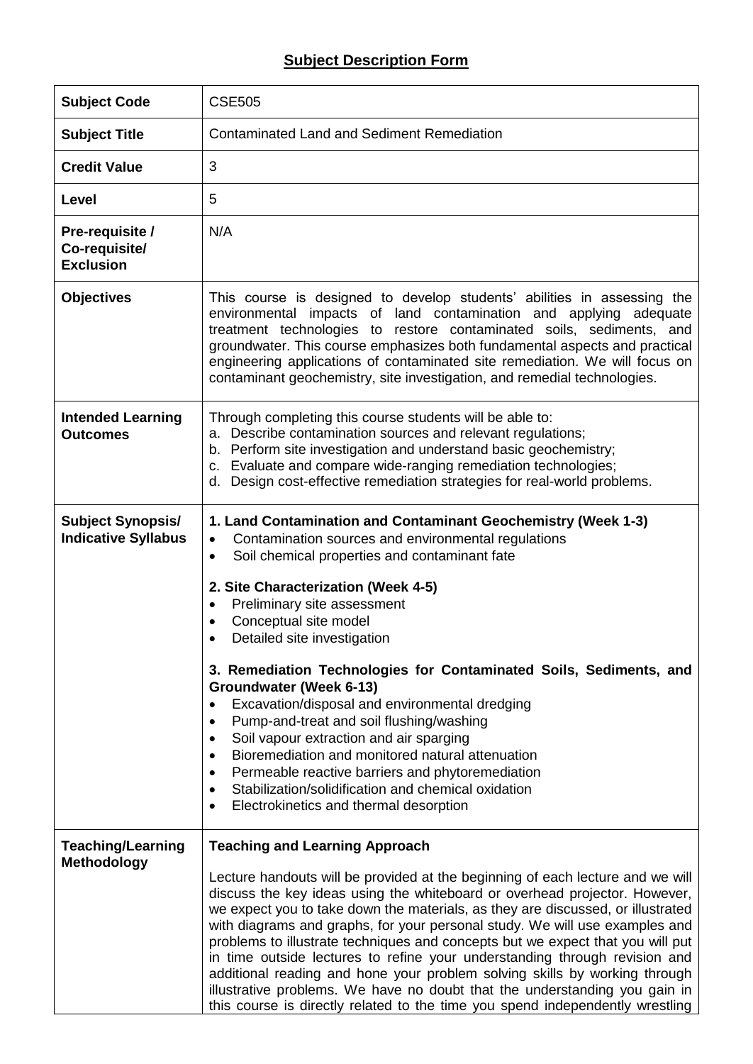# Subject Description Form

| | |
|---|---|
| **Subject Code** | CSE505 |
| **Subject Title** | Contaminated Land and Sediment Remediation |
| **Credit Value** | 3 |
| **Level** | 5 |
| **Pre-requisite / Co-requisite/ Exclusion** | N/A |
| **Objectives** | This course is designed to develop students' abilities in assessing the environmental impacts of land contamination and applying adequate treatment technologies to restore contaminated soils, sediments, and groundwater. This course emphasizes both fundamental aspects and practical engineering applications of contaminated site remediation. We will focus on contaminant geochemistry, site investigation, and remedial technologies. |
| **Intended Learning Outcomes** | Through completing this course students will be able to:<br>a. Describe contamination sources and relevant regulations;<br>b. Perform site investigation and understand basic geochemistry;<br>c. Evaluate and compare wide-ranging remediation technologies;<br>d. Design cost-effective remediation strategies for real-world problems. |
| **Subject Synopsis/ Indicative Syllabus** | **1. Land Contamination and Contaminant Geochemistry (Week 1-3)**<br>• Contamination sources and environmental regulations<br>• Soil chemical properties and contaminant fate<br><br>**2. Site Characterization (Week 4-5)**<br>• Preliminary site assessment<br>• Conceptual site model<br>• Detailed site investigation<br><br>**3. Remediation Technologies for Contaminated Soils, Sediments, and Groundwater (Week 6-13)**<br>• Excavation/disposal and environmental dredging<br>• Pump-and-treat and soil flushing/washing<br>• Soil vapour extraction and air sparging<br>• Bioremediation and monitored natural attenuation<br>• Permeable reactive barriers and phytoremediation<br>• Stabilization/solidification and chemical oxidation<br>• Electrokinetics and thermal desorption |
| **Teaching/Learning Methodology** | **Teaching and Learning Approach**<br><br>Lecture handouts will be provided at the beginning of each lecture and we will discuss the key ideas using the whiteboard or overhead projector. However, we expect you to take down the materials, as they are discussed, or illustrated with diagrams and graphs, for your personal study. We will use examples and problems to illustrate techniques and concepts but we expect that you will put in time outside lectures to refine your understanding through revision and additional reading and hone your problem solving skills by working through illustrative problems. We have no doubt that the understanding you gain in this course is directly related to the time you spend independently wrestling |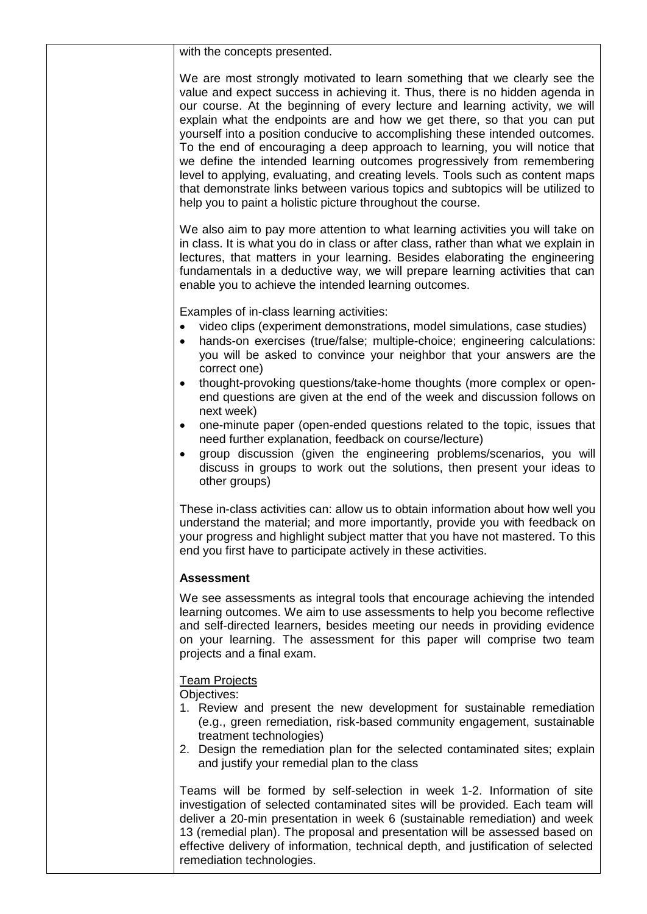with the concepts presented.

We are most strongly motivated to learn something that we clearly see the value and expect success in achieving it. Thus, there is no hidden agenda in our course. At the beginning of every lecture and learning activity, we will explain what the endpoints are and how we get there, so that you can put yourself into a position conducive to accomplishing these intended outcomes. To the end of encouraging a deep approach to learning, you will notice that we define the intended learning outcomes progressively from remembering level to applying, evaluating, and creating levels. Tools such as content maps that demonstrate links between various topics and subtopics will be utilized to help you to paint a holistic picture throughout the course.

We also aim to pay more attention to what learning activities you will take on in class. It is what you do in class or after class, rather than what we explain in lectures, that matters in your learning. Besides elaborating the engineering fundamentals in a deductive way, we will prepare learning activities that can enable you to achieve the intended learning outcomes.

Examples of in-class learning activities:

- video clips (experiment demonstrations, model simulations, case studies)
- hands-on exercises (true/false; multiple-choice; engineering calculations: you will be asked to convince your neighbor that your answers are the correct one)
- thought-provoking questions/take-home thoughts (more complex or open-end questions are given at the end of the week and discussion follows on next week)
- one-minute paper (open-ended questions related to the topic, issues that need further explanation, feedback on course/lecture)
- group discussion (given the engineering problems/scenarios, you will discuss in groups to work out the solutions, then present your ideas to other groups)

These in-class activities can: allow us to obtain information about how well you understand the material; and more importantly, provide you with feedback on your progress and highlight subject matter that you have not mastered. To this end you first have to participate actively in these activities.

**Assessment**

We see assessments as integral tools that encourage achieving the intended learning outcomes. We aim to use assessments to help you become reflective and self-directed learners, besides meeting our needs in providing evidence on your learning. The assessment for this paper will comprise two team projects and a final exam.

Team Projects

Objectives:

1. Review and present the new development for sustainable remediation (e.g., green remediation, risk-based community engagement, sustainable treatment technologies)
2. Design the remediation plan for the selected contaminated sites; explain and justify your remedial plan to the class

Teams will be formed by self-selection in week 1-2. Information of site investigation of selected contaminated sites will be provided. Each team will deliver a 20-min presentation in week 6 (sustainable remediation) and week 13 (remedial plan). The proposal and presentation will be assessed based on effective delivery of information, technical depth, and justification of selected remediation technologies.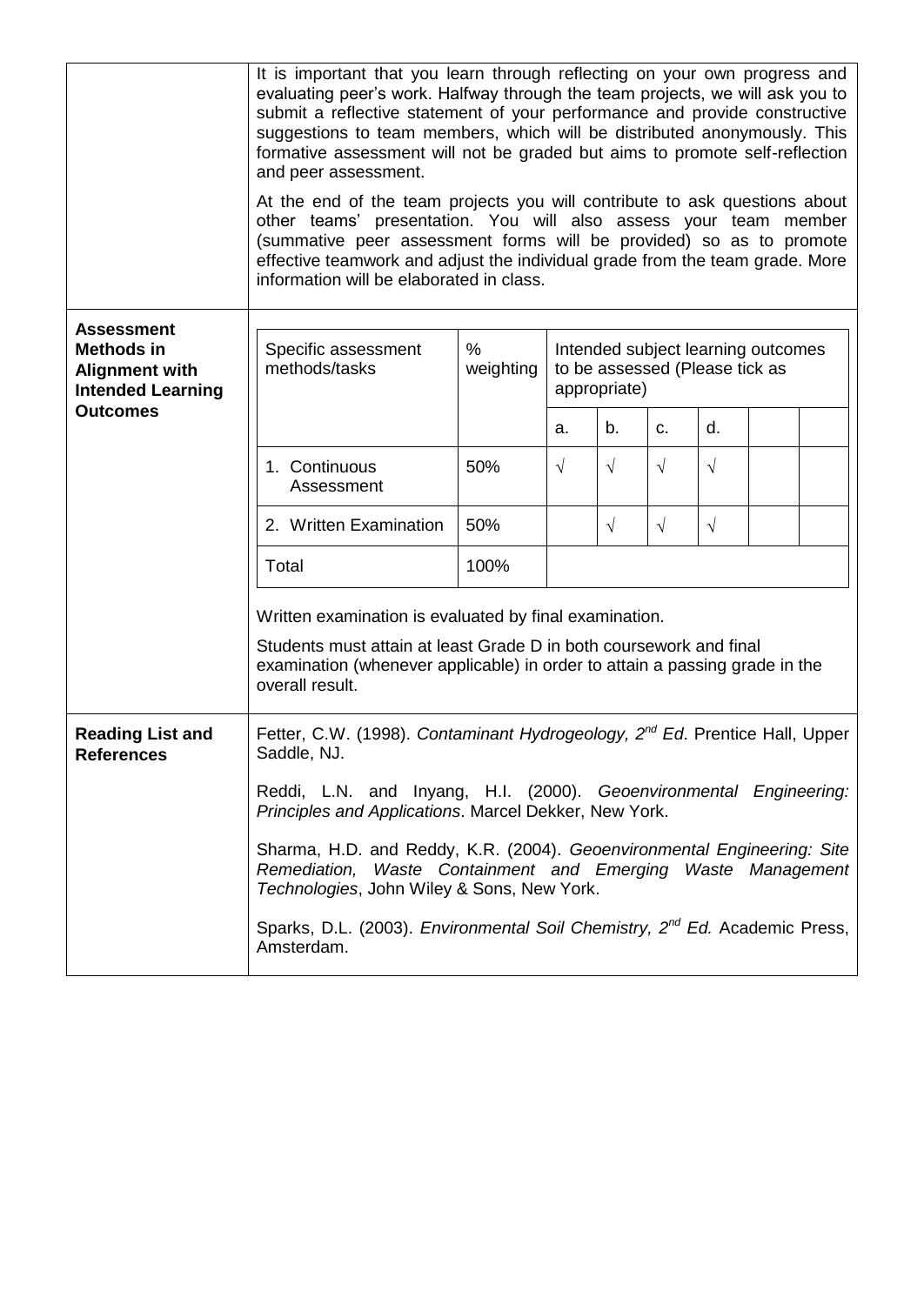| | |
|---|---|
| | It is important that you learn through reflecting on your own progress and evaluating peer's work. Halfway through the team projects, we will ask you to submit a reflective statement of your performance and provide constructive suggestions to team members, which will be distributed anonymously. This formative assessment will not be graded but aims to promote self-reflection and peer assessment.<br><br>At the end of the team projects you will contribute to ask questions about other teams' presentation. You will also assess your team member (summative peer assessment forms will be provided) so as to promote effective teamwork and adjust the individual grade from the team grade. More information will be elaborated in class. |
| **Assessment Methods in Alignment with Intended Learning Outcomes** | *(see table below)*<br><br>Written examination is evaluated by final examination.<br><br>Students must attain at least Grade D in both coursework and final examination (whenever applicable) in order to attain a passing grade in the overall result. |
| **Reading List and References** | Fetter, C.W. (1998). *Contaminant Hydrogeology, 2nd Ed*. Prentice Hall, Upper Saddle, NJ.<br><br>Reddi, L.N. and Inyang, H.I. (2000). *Geoenvironmental Engineering: Principles and Applications*. Marcel Dekker, New York.<br><br>Sharma, H.D. and Reddy, K.R. (2004). *Geoenvironmental Engineering: Site Remediation, Waste Containment and Emerging Waste Management Technologies*, John Wiley & Sons, New York.<br><br>Sparks, D.L. (2003). *Environmental Soil Chemistry, 2nd Ed.* Academic Press, Amsterdam. |

| Specific assessment methods/tasks | % weighting | Intended subject learning outcomes to be assessed (Please tick as appropriate) | | | | | |
|---|---|---|---|---|---|---|---|
| | | a. | b. | c. | d. | | |
| 1. Continuous Assessment | 50% | √ | √ | √ | √ | | |
| 2. Written Examination | 50% | | √ | √ | √ | | |
| Total | 100% | | | | | | |